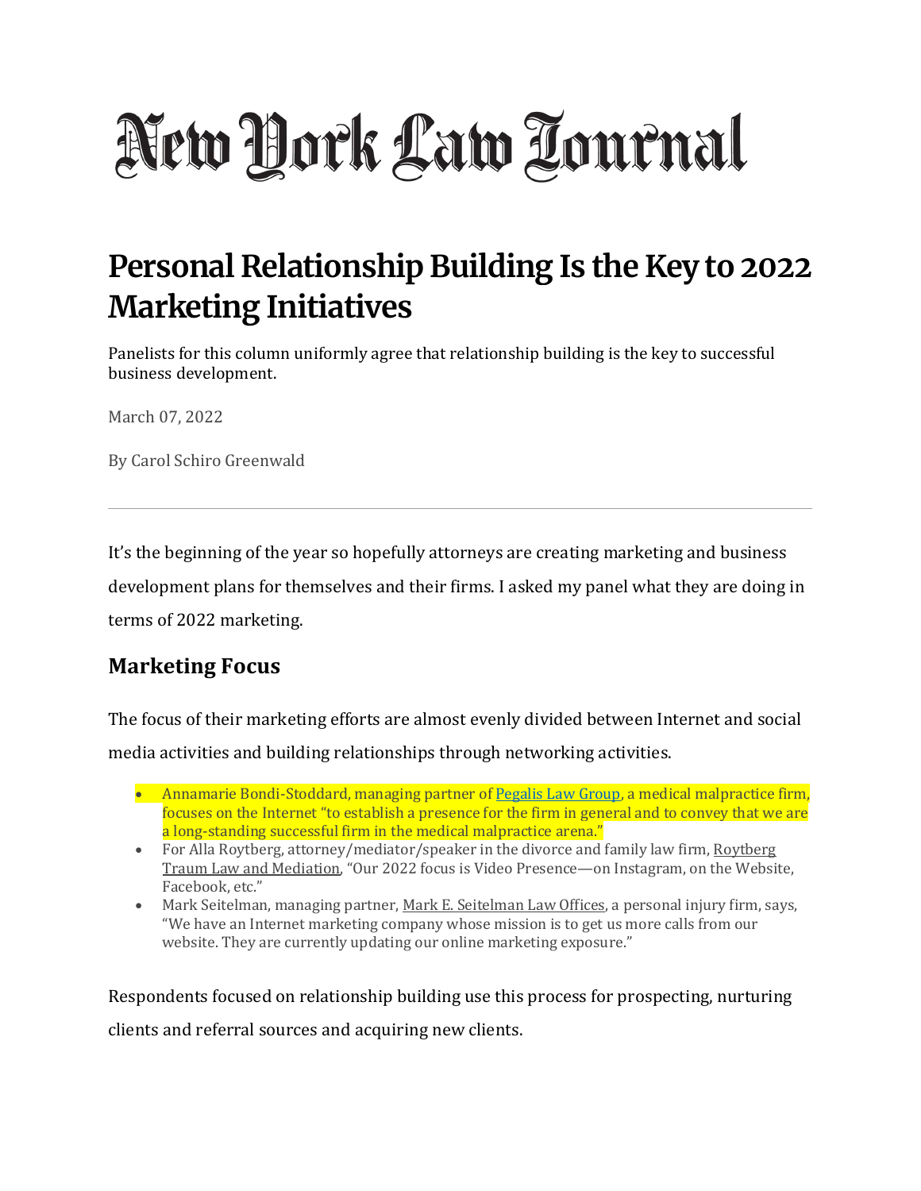# New York Law Journal

# Personal Relationship Building Is the Key to 2022 Marketing Initiatives

Panelists for this column uniformly agree that relationship building is the key to successful business development.

March 07, 2022

By Carol Schiro Greenwald

---

It's the beginning of the year so hopefully attorneys are creating marketing and business development plans for themselves and their firms. I asked my panel what they are doing in terms of 2022 marketing.

## Marketing Focus

The focus of their marketing efforts are almost evenly divided between Internet and social media activities and building relationships through networking activities.

- Annamarie Bondi-Stoddard, managing partner of Pegalis Law Group, a medical malpractice firm, focuses on the Internet "to establish a presence for the firm in general and to convey that we are a long-standing successful firm in the medical malpractice arena."
- For Alla Roytberg, attorney/mediator/speaker in the divorce and family law firm, Roytberg Traum Law and Mediation, "Our 2022 focus is Video Presence—on Instagram, on the Website, Facebook, etc."
- Mark Seitelman, managing partner, Mark E. Seitelman Law Offices, a personal injury firm, says, "We have an Internet marketing company whose mission is to get us more calls from our website. They are currently updating our online marketing exposure."

Respondents focused on relationship building use this process for prospecting, nurturing clients and referral sources and acquiring new clients.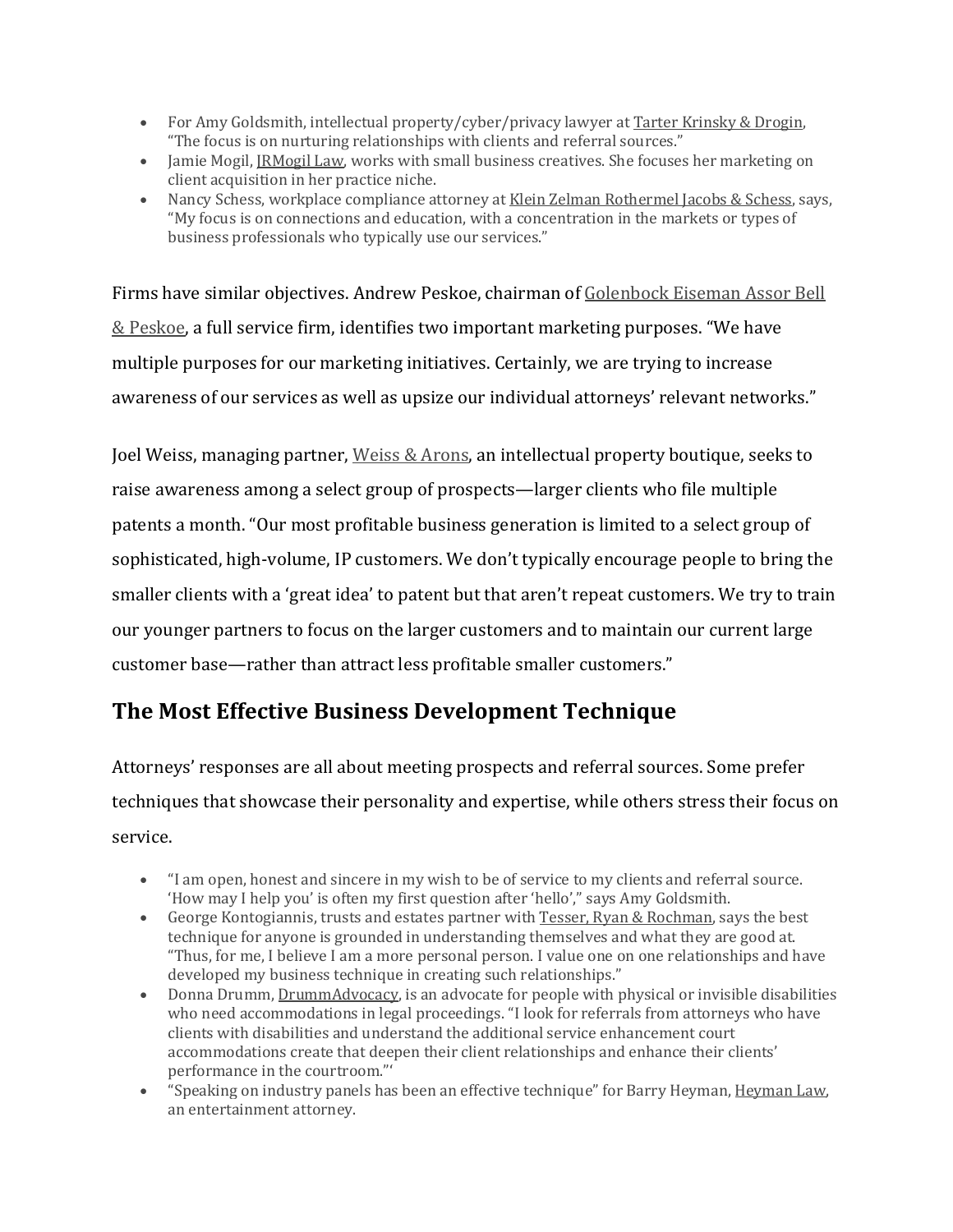- For Amy Goldsmith, intellectual property/cyber/privacy lawyer at Tarter Krinsky & Drogin, "The focus is on nurturing relationships with clients and referral sources."
- Jamie Mogil, JRMogil Law, works with small business creatives. She focuses her marketing on client acquisition in her practice niche.
- Nancy Schess, workplace compliance attorney at Klein Zelman Rothermel Jacobs & Schess, says, "My focus is on connections and education, with a concentration in the markets or types of business professionals who typically use our services."

Firms have similar objectives. Andrew Peskoe, chairman of Golenbock Eiseman Assor Bell & Peskoe, a full service firm, identifies two important marketing purposes. "We have multiple purposes for our marketing initiatives. Certainly, we are trying to increase awareness of our services as well as upsize our individual attorneys' relevant networks."

Joel Weiss, managing partner, Weiss & Arons, an intellectual property boutique, seeks to raise awareness among a select group of prospects—larger clients who file multiple patents a month. "Our most profitable business generation is limited to a select group of sophisticated, high-volume, IP customers. We don't typically encourage people to bring the smaller clients with a 'great idea' to patent but that aren't repeat customers. We try to train our younger partners to focus on the larger customers and to maintain our current large customer base—rather than attract less profitable smaller customers."

## The Most Effective Business Development Technique

Attorneys' responses are all about meeting prospects and referral sources. Some prefer techniques that showcase their personality and expertise, while others stress their focus on service.

- "I am open, honest and sincere in my wish to be of service to my clients and referral source. 'How may I help you' is often my first question after 'hello'," says Amy Goldsmith.
- George Kontogiannis, trusts and estates partner with Tesser, Ryan & Rochman, says the best technique for anyone is grounded in understanding themselves and what they are good at. "Thus, for me, I believe I am a more personal person. I value one on one relationships and have developed my business technique in creating such relationships."
- Donna Drumm, DrummAdvocacy, is an advocate for people with physical or invisible disabilities who need accommodations in legal proceedings. "I look for referrals from attorneys who have clients with disabilities and understand the additional service enhancement court accommodations create that deepen their client relationships and enhance their clients' performance in the courtroom."'
- "Speaking on industry panels has been an effective technique" for Barry Heyman, Heyman Law, an entertainment attorney.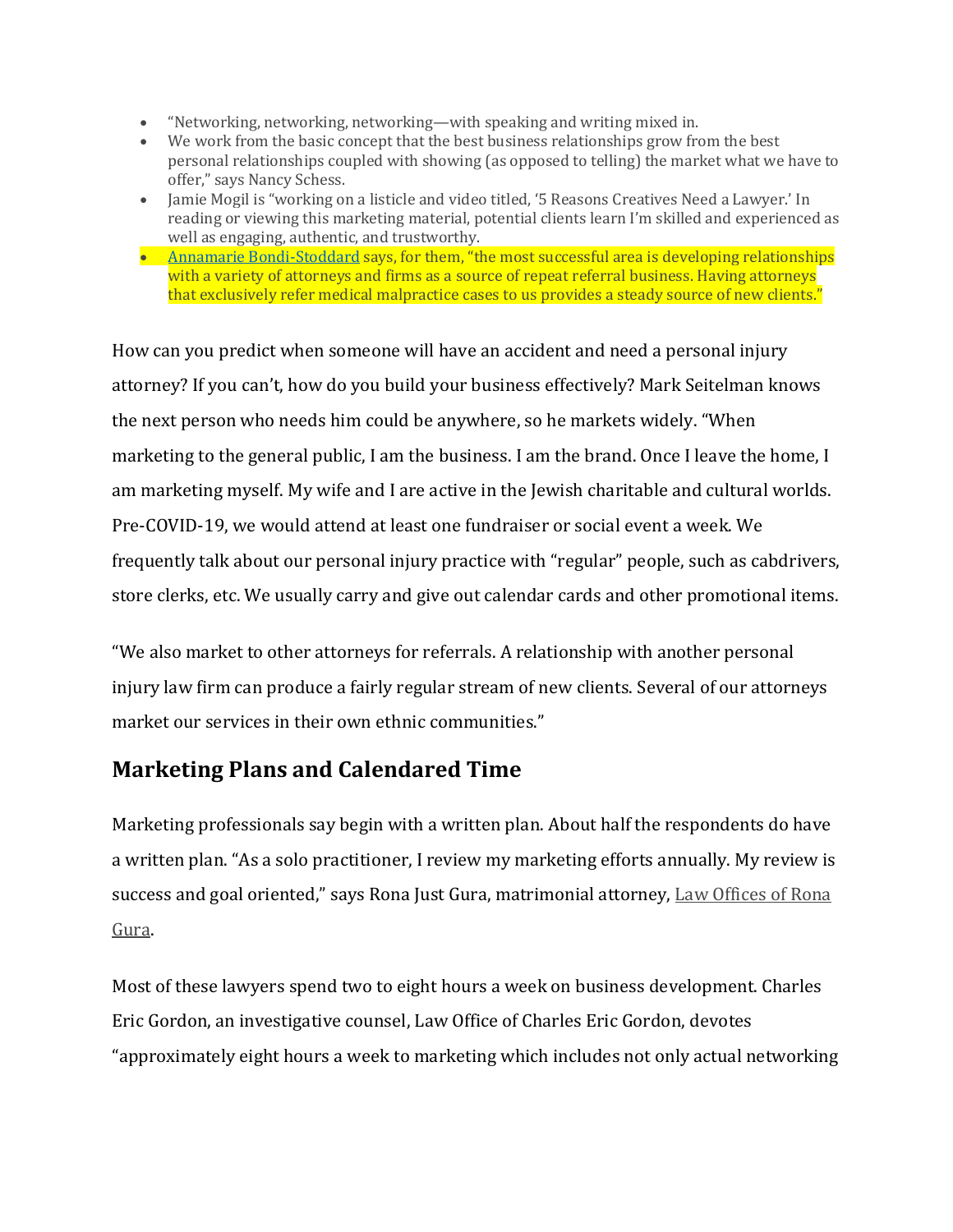- "Networking, networking, networking—with speaking and writing mixed in.
- We work from the basic concept that the best business relationships grow from the best personal relationships coupled with showing (as opposed to telling) the market what we have to offer," says Nancy Schess.
- Jamie Mogil is "working on a listicle and video titled, '5 Reasons Creatives Need a Lawyer.' In reading or viewing this marketing material, potential clients learn I'm skilled and experienced as well as engaging, authentic, and trustworthy.
- Annamarie Bondi-Stoddard says, for them, "the most successful area is developing relationships with a variety of attorneys and firms as a source of repeat referral business. Having attorneys that exclusively refer medical malpractice cases to us provides a steady source of new clients."

How can you predict when someone will have an accident and need a personal injury attorney? If you can't, how do you build your business effectively? Mark Seitelman knows the next person who needs him could be anywhere, so he markets widely. "When marketing to the general public, I am the business. I am the brand. Once I leave the home, I am marketing myself. My wife and I are active in the Jewish charitable and cultural worlds. Pre-COVID-19, we would attend at least one fundraiser or social event a week. We frequently talk about our personal injury practice with "regular" people, such as cabdrivers, store clerks, etc. We usually carry and give out calendar cards and other promotional items.

"We also market to other attorneys for referrals. A relationship with another personal injury law firm can produce a fairly regular stream of new clients. Several of our attorneys market our services in their own ethnic communities."

## Marketing Plans and Calendared Time

Marketing professionals say begin with a written plan. About half the respondents do have a written plan. "As a solo practitioner, I review my marketing efforts annually. My review is success and goal oriented," says Rona Just Gura, matrimonial attorney, Law Offices of Rona Gura.

Most of these lawyers spend two to eight hours a week on business development. Charles Eric Gordon, an investigative counsel, Law Office of Charles Eric Gordon, devotes "approximately eight hours a week to marketing which includes not only actual networking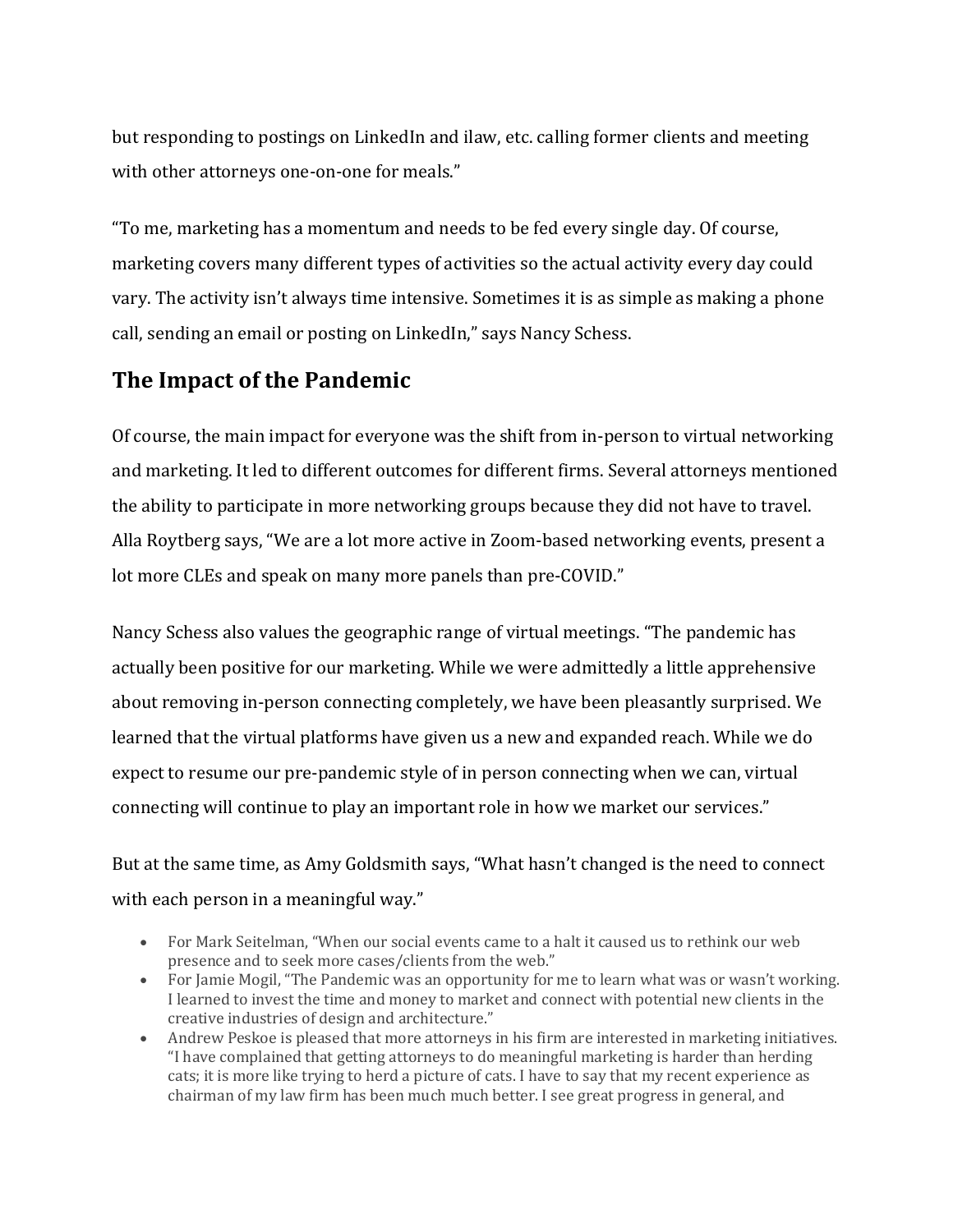but responding to postings on LinkedIn and ilaw, etc. calling former clients and meeting with other attorneys one-on-one for meals."

"To me, marketing has a momentum and needs to be fed every single day. Of course, marketing covers many different types of activities so the actual activity every day could vary. The activity isn't always time intensive. Sometimes it is as simple as making a phone call, sending an email or posting on LinkedIn," says Nancy Schess.

## The Impact of the Pandemic

Of course, the main impact for everyone was the shift from in-person to virtual networking and marketing. It led to different outcomes for different firms. Several attorneys mentioned the ability to participate in more networking groups because they did not have to travel. Alla Roytberg says, "We are a lot more active in Zoom-based networking events, present a lot more CLEs and speak on many more panels than pre-COVID."

Nancy Schess also values the geographic range of virtual meetings. "The pandemic has actually been positive for our marketing. While we were admittedly a little apprehensive about removing in-person connecting completely, we have been pleasantly surprised. We learned that the virtual platforms have given us a new and expanded reach. While we do expect to resume our pre-pandemic style of in person connecting when we can, virtual connecting will continue to play an important role in how we market our services."

But at the same time, as Amy Goldsmith says, "What hasn't changed is the need to connect with each person in a meaningful way."

- For Mark Seitelman, "When our social events came to a halt it caused us to rethink our web presence and to seek more cases/clients from the web."
- For Jamie Mogil, "The Pandemic was an opportunity for me to learn what was or wasn't working. I learned to invest the time and money to market and connect with potential new clients in the creative industries of design and architecture."
- Andrew Peskoe is pleased that more attorneys in his firm are interested in marketing initiatives. "I have complained that getting attorneys to do meaningful marketing is harder than herding cats; it is more like trying to herd a picture of cats. I have to say that my recent experience as chairman of my law firm has been much much better. I see great progress in general, and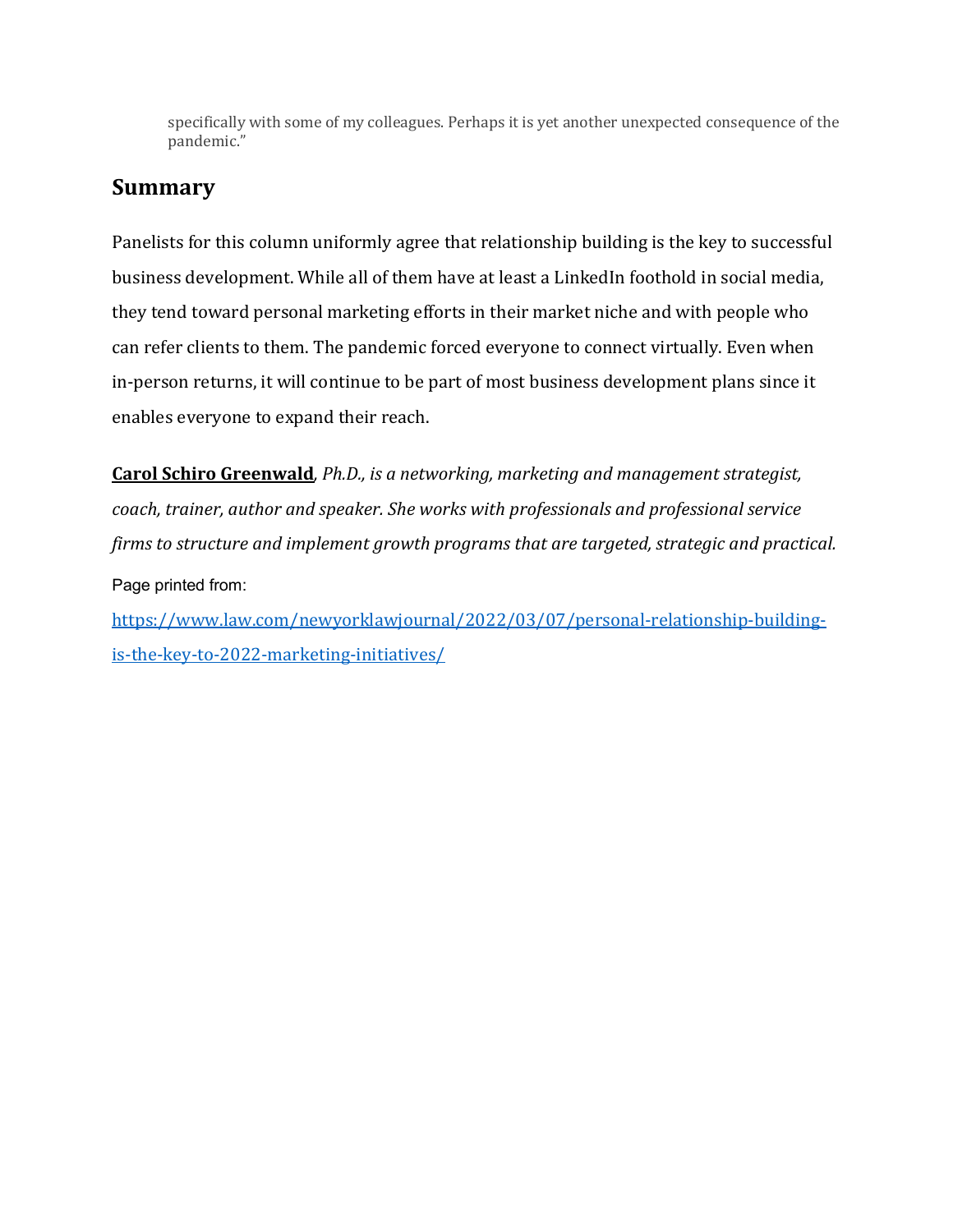> specifically with some of my colleagues. Perhaps it is yet another unexpected consequence of the pandemic."

## Summary

Panelists for this column uniformly agree that relationship building is the key to successful business development. While all of them have at least a LinkedIn foothold in social media, they tend toward personal marketing efforts in their market niche and with people who can refer clients to them. The pandemic forced everyone to connect virtually. Even when in-person returns, it will continue to be part of most business development plans since it enables everyone to expand their reach.

**Carol Schiro Greenwald**, *Ph.D., is a networking, marketing and management strategist, coach, trainer, author and speaker. She works with professionals and professional service firms to structure and implement growth programs that are targeted, strategic and practical.*

Page printed from:

https://www.law.com/newyorklawjournal/2022/03/07/personal-relationship-building-is-the-key-to-2022-marketing-initiatives/